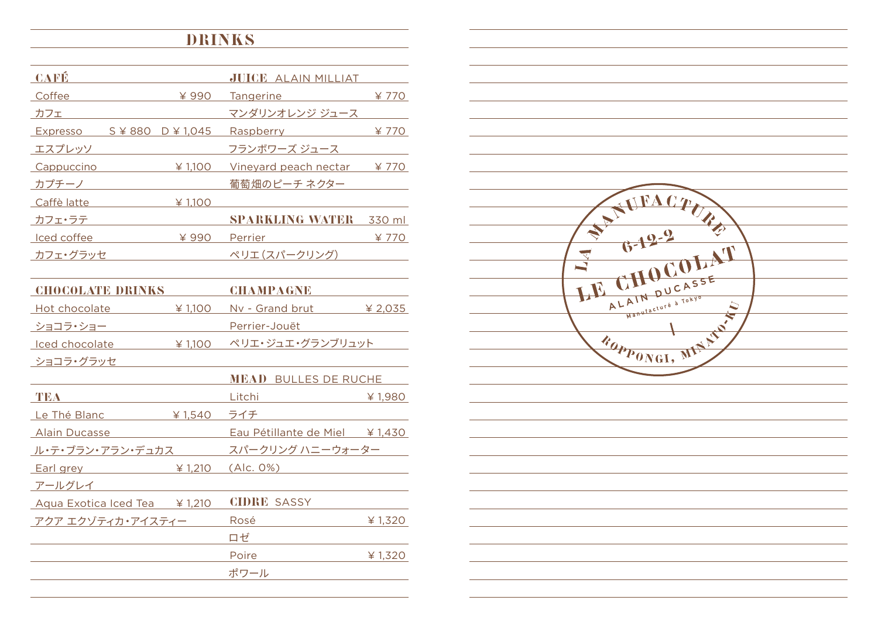# DRINKS

## CAFÉ

Coffee ¥ 990
カフェ

Expresso S ¥ 880 D ¥ 1,045
エスプレッソ

Cappuccino ¥ 1,100
カプチーノ

Caffè latte ¥ 1,100
カフェ・ラテ

Iced coffee ¥ 990
カフェ・グラッセ

## CHOCOLATE DRINKS

Hot chocolate ¥ 1,100
ショコラ・ショー

Iced chocolate ¥ 1,100
ショコラ・グラッセ

## TEA

Le Thé Blanc ¥ 1,540
Alain Ducasse
ル・テ・ブラン・アラン・デュカス

Earl grey ¥ 1,210
アールグレイ

Aqua Exotica Iced Tea ¥ 1,210
アクア エクゾティカ・アイスティー

## JUICE ALAIN MILLIAT

Tangerine ¥ 770
マンダリンオレンジ ジュース

Raspberry ¥ 770
フランボワーズ ジュース

Vineyard peach nectar ¥ 770
葡萄畑のピーチ ネクター

## SPARKLING WATER 330 ml

Perrier ¥ 770
ペリエ(スパークリング)

## CHAMPAGNE

Nv - Grand brut ¥ 2,035
Perrier-Jouët
ペリエ・ジュエ・グランブリュット

## MEAD BULLES DE RUCHE

Litchi ¥ 1,980
ライチ

Eau Pétillante de Miel ¥ 1,430
スパークリング ハニーウォーター
(Alc. 0%)

## CIDRE SASSY

Rosé ¥ 1,320
ロゼ

Poire ¥ 1,320
ポワール

LA MANUFACTURE
6-12-2
LE CHOCOLAT
ALAIN DUCASSE
Manufacturé à Tokyo
ROPPONGI, MINATO-KU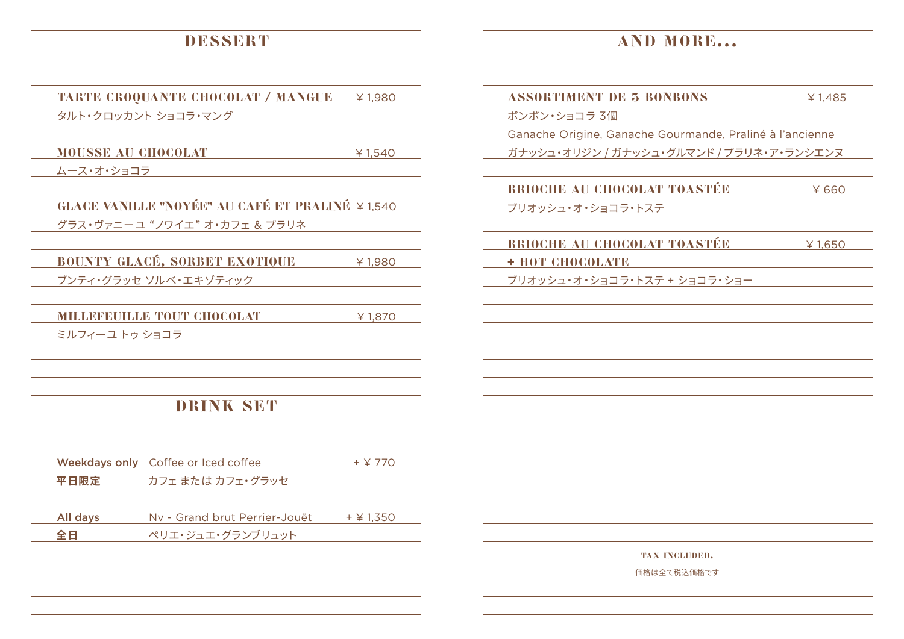## DESSERT

**TARTE CROQUANTE CHOCOLAT / MANGUE** ￥1,980
タルト・クロッカント ショコラ・マング

**MOUSSE AU CHOCOLAT** ￥1,540
ムース・オ・ショコラ

**GLACE VANILLE "NOYÉE" AU CAFÉ ET PRALINÉ** ￥1,540
グラス・ヴァニーユ "ノワイエ" オ・カフェ & プラリネ

**BOUNTY GLACÉ, SORBET EXOTIQUE** ￥1,980
ブンティ・グラッセ ソルベ・エキゾティック

**MILLEFEUILLE TOUT CHOCOLAT** ￥1,870
ミルフィーユ トゥ ショコラ

## DRINK SET

| | | |
|---|---|---|
| **Weekdays only** | Coffee or Iced coffee | + ￥770 |
| **平日限定** | カフェ または カフェ・グラッセ | |
| **All days** | Nv - Grand brut Perrier-Jouët | + ￥1,350 |
| **全日** | ペリエ・ジュエ・グランブリュット | |

## AND MORE...

**ASSORTIMENT DE 3 BONBONS** ￥1,485
ボンボン・ショコラ 3個
Ganache Origine, Ganache Gourmande, Praliné à l'ancienne
ガナッシュ・オリジン / ガナッシュ・グルマンド / プラリネ・ア・ランシエンヌ

**BRIOCHE AU CHOCOLAT TOASTÉE** ￥660
ブリオッシュ・オ・ショコラ・トステ

**BRIOCHE AU CHOCOLAT TOASTÉE + HOT CHOCOLATE** ￥1,650
ブリオッシュ・オ・ショコラ・トステ + ショコラ・ショー

TAX INCLUDED.
価格は全て税込価格です